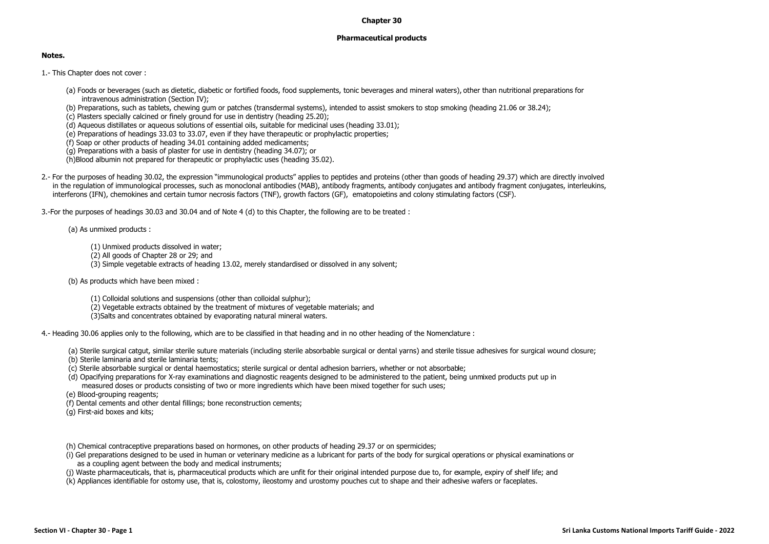# Chapter 30

## Pharmaceutical products

**Notes.**

1.- This Chapter does not cover :

(a) Foods or beverages (such as dietetic, diabetic or fortified foods, food supplements, tonic beverages and mineral waters), other than nutritional preparations for intravenous administration (Section IV);
(b) Preparations, such as tablets, chewing gum or patches (transdermal systems), intended to assist smokers to stop smoking (heading 21.06 or 38.24);
(c) Plasters specially calcined or finely ground for use in dentistry (heading 25.20);
(d) Aqueous distillates or aqueous solutions of essential oils, suitable for medicinal uses (heading 33.01);
(e) Preparations of headings 33.03 to 33.07, even if they have therapeutic or prophylactic properties;
(f) Soap or other products of heading 34.01 containing added medicaments;
(g) Preparations with a basis of plaster for use in dentistry (heading 34.07); or
(h)Blood albumin not prepared for therapeutic or prophylactic uses (heading 35.02).

2.- For the purposes of heading 30.02, the expression "immunological products" applies to peptides and proteins (other than goods of heading 29.37) which are directly involved in the regulation of immunological processes, such as monoclonal antibodies (MAB), antibody fragments, antibody conjugates and antibody fragment conjugates, interleukins, interferons (IFN), chemokines and certain tumor necrosis factors (TNF), growth factors (GF), ematopoietins and colony stimulating factors (CSF).

3.-For the purposes of headings 30.03 and 30.04 and of Note 4 (d) to this Chapter, the following are to be treated :

(a) As unmixed products :

(1) Unmixed products dissolved in water;
(2) All goods of Chapter 28 or 29; and
(3) Simple vegetable extracts of heading 13.02, merely standardised or dissolved in any solvent;

(b) As products which have been mixed :

(1) Colloidal solutions and suspensions (other than colloidal sulphur);
(2) Vegetable extracts obtained by the treatment of mixtures of vegetable materials; and
(3)Salts and concentrates obtained by evaporating natural mineral waters.

4.- Heading 30.06 applies only to the following, which are to be classified in that heading and in no other heading of the Nomenclature :

(a) Sterile surgical catgut, similar sterile suture materials (including sterile absorbable surgical or dental yarns) and sterile tissue adhesives for surgical wound closure;
(b) Sterile laminaria and sterile laminaria tents;
(c) Sterile absorbable surgical or dental haemostatics; sterile surgical or dental adhesion barriers, whether or not absorbable;
(d) Opacifying preparations for X-ray examinations and diagnostic reagents designed to be administered to the patient, being unmixed products put up in measured doses or products consisting of two or more ingredients which have been mixed together for such uses;
(e) Blood-grouping reagents;
(f) Dental cements and other dental fillings; bone reconstruction cements;
(g) First-aid boxes and kits;

(h) Chemical contraceptive preparations based on hormones, on other products of heading 29.37 or on spermicides;
(i) Gel preparations designed to be used in human or veterinary medicine as a lubricant for parts of the body for surgical operations or physical examinations or as a coupling agent between the body and medical instruments;
(j) Waste pharmaceuticals, that is, pharmaceutical products which are unfit for their original intended purpose due to, for example, expiry of shelf life; and
(k) Appliances identifiable for ostomy use, that is, colostomy, ileostomy and urostomy pouches cut to shape and their adhesive wafers or faceplates.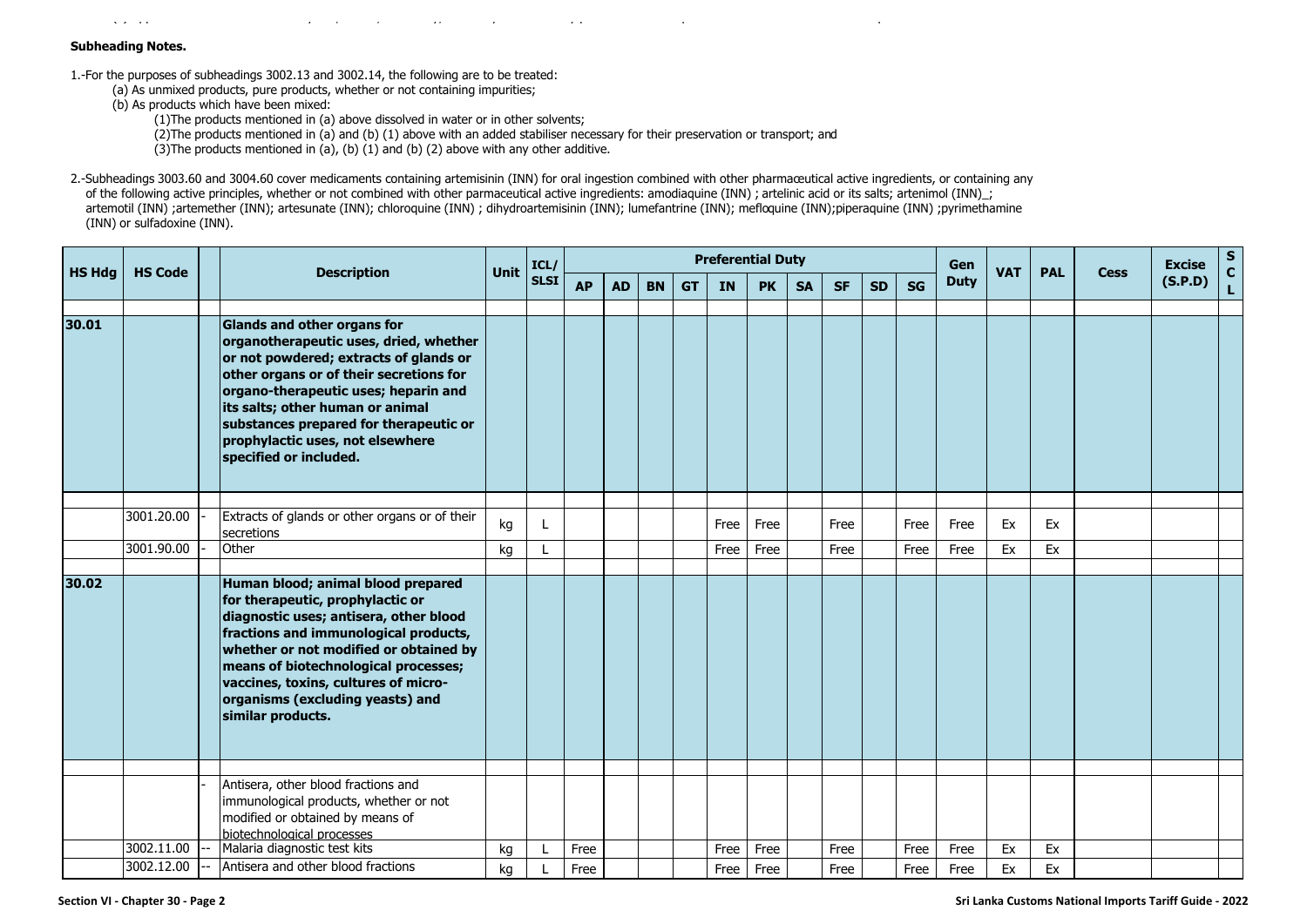**Subheading Notes.**

1.-For the purposes of subheadings 3002.13 and 3002.14, the following are to be treated:
   (a) As unmixed products, pure products, whether or not containing impurities;
   (b) As products which have been mixed:
      (1)The products mentioned in (a) above dissolved in water or in other solvents;
      (2)The products mentioned in (a) and (b) (1) above with an added stabiliser necessary for their preservation or transport; and
      (3)The products mentioned in (a), (b) (1) and (b) (2) above with any other additive.

2.-Subheadings 3003.60 and 3004.60 cover medicaments containing artemisinin (INN) for oral ingestion combined with other pharmaceutical active ingredients, or containing any of the following active principles, whether or not combined with other parmaceutical active ingredients: amodiaquine (INN) ; artelinic acid or its salts; artenimol (INN)_; artemotil (INN) ;artemether (INN); artesunate (INN); chloroquine (INN) ; dihydroartemisinin (INN); lumefantrine (INN); mefloquine (INN);piperaquine (INN) ;pyrimethamine (INN) or sulfadoxine (INN).

| HS Hdg | HS Code | | Description | Unit | ICL/ SLSI | Preferential Duty | | | | | | | | | | Gen Duty | VAT | PAL | Cess | Excise (S.P.D) | SCL |
|---|---|---|---|---|---|---|---|---|---|---|---|---|---|---|---|---|---|---|---|---|---|
| | | | | | | AP | AD | BN | GT | IN | PK | SA | SF | SD | SG | | | | | | |
| 30.01 | | | **Glands and other organs for organotherapeutic uses, dried, whether or not powdered; extracts of glands or other organs or of their secretions for organo-therapeutic uses; heparin and its salts; other human or animal substances prepared for therapeutic or prophylactic uses, not elsewhere specified or included.** | | | | | | | | | | | | | | | | | | |
| | 3001.20.00 | - | Extracts of glands or other organs or of their secretions | kg | L | | | | | Free | Free | | Free | | Free | Free | Ex | Ex | | | |
| | 3001.90.00 | - | Other | kg | L | | | | | Free | Free | | Free | | Free | Free | Ex | Ex | | | |
| 30.02 | | | **Human blood; animal blood prepared for therapeutic, prophylactic or diagnostic uses; antisera, other blood fractions and immunological products, whether or not modified or obtained by means of biotechnological processes; vaccines, toxins, cultures of micro-organisms (excluding yeasts) and similar products.** | | | | | | | | | | | | | | | | | | |
| | | - | Antisera, other blood fractions and immunological products, whether or not modified or obtained by means of biotechnological processes | | | | | | | | | | | | | | | | | | |
| | 3002.11.00 | -- | Malaria diagnostic test kits | kg | L | Free | | | | Free | Free | | Free | | Free | Free | Ex | Ex | | | |
| | 3002.12.00 | -- | Antisera and other blood fractions | kg | L | Free | | | | Free | Free | | Free | | Free | Free | Ex | Ex | | | |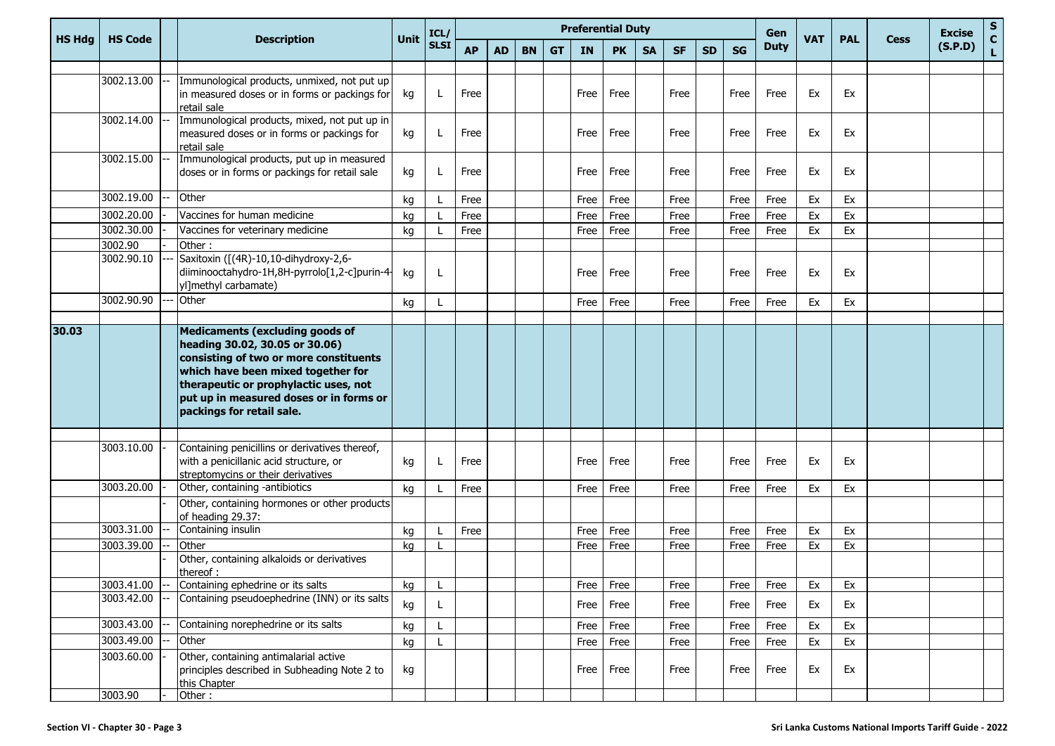| HS Hdg | HS Code | | Description | Unit | ICL/ SLSI | Preferential Duty | | | | | | | | | | Gen Duty | VAT | PAL | Cess | Excise (S.P.D) | S C L |
|---|---|---|---|---|---|---|---|---|---|---|---|---|---|---|---|---|---|---|---|---|---|
| | | | | | | AP | AD | BN | GT | IN | PK | SA | SF | SD | SG | | | | | | |
| | 3002.13.00 | -- | Immunological products, unmixed, not put up in measured doses or in forms or packings for retail sale | kg | L | Free | | | | Free | Free | | Free | | Free | Free | Ex | Ex | | | |
| | 3002.14.00 | -- | Immunological products, mixed, not put up in measured doses or in forms or packings for retail sale | kg | L | Free | | | | Free | Free | | Free | | Free | Free | Ex | Ex | | | |
| | 3002.15.00 | -- | Immunological products, put up in measured doses or in forms or packings for retail sale | kg | L | Free | | | | Free | Free | | Free | | Free | Free | Ex | Ex | | | |
| | 3002.19.00 | -- | Other | kg | L | Free | | | | Free | Free | | Free | | Free | Free | Ex | Ex | | | |
| | 3002.20.00 | - | Vaccines for human medicine | kg | L | Free | | | | Free | Free | | Free | | Free | Free | Ex | Ex | | | |
| | 3002.30.00 | - | Vaccines for veterinary medicine | kg | L | Free | | | | Free | Free | | Free | | Free | Free | Ex | Ex | | | |
| | 3002.90 | - | Other : | | | | | | | | | | | | | | | | | | |
| | 3002.90.10 | --- | Saxitoxin ([(4R)-10,10-dihydroxy-2,6-diiminooctahydro-1H,8H-pyrrolo[1,2-c]purin-4-yl]methyl carbamate) | kg | L | | | | | Free | Free | | Free | | Free | Free | Ex | Ex | | | |
| | 3002.90.90 | --- | Other | kg | L | | | | | Free | Free | | Free | | Free | Free | Ex | Ex | | | |
| **30.03** | | | **Medicaments (excluding goods of heading 30.02, 30.05 or 30.06) consisting of two or more constituents which have been mixed together for therapeutic or prophylactic uses, not put up in measured doses or in forms or packings for retail sale.** | | | | | | | | | | | | | | | | | | |
| | 3003.10.00 | - | Containing penicillins or derivatives thereof, with a penicillanic acid structure, or streptomycins or their derivatives | kg | L | Free | | | | Free | Free | | Free | | Free | Free | Ex | Ex | | | |
| | 3003.20.00 | - | Other, containing -antibiotics | kg | L | Free | | | | Free | Free | | Free | | Free | Free | Ex | Ex | | | |
| | | - | Other, containing hormones or other products of heading 29.37: | | | | | | | | | | | | | | | | | | |
| | 3003.31.00 | -- | Containing insulin | kg | L | Free | | | | Free | Free | | Free | | Free | Free | Ex | Ex | | | |
| | 3003.39.00 | -- | Other | kg | L | | | | | Free | Free | | Free | | Free | Free | Ex | Ex | | | |
| | | - | Other, containing alkaloids or derivatives thereof : | | | | | | | | | | | | | | | | | | |
| | 3003.41.00 | -- | Containing ephedrine or its salts | kg | L | | | | | Free | Free | | Free | | Free | Free | Ex | Ex | | | |
| | 3003.42.00 | -- | Containing pseudoephedrine (INN) or its salts | kg | L | | | | | Free | Free | | Free | | Free | Free | Ex | Ex | | | |
| | 3003.43.00 | -- | Containing norephedrine or its salts | kg | L | | | | | Free | Free | | Free | | Free | Free | Ex | Ex | | | |
| | 3003.49.00 | -- | Other | kg | L | | | | | Free | Free | | Free | | Free | Free | Ex | Ex | | | |
| | 3003.60.00 | - | Other, containing antimalarial active principles described in Subheading Note 2 to this Chapter | kg | | | | | | Free | Free | | Free | | Free | Free | Ex | Ex | | | |
| | 3003.90 | - | Other : | | | | | | | | | | | | | | | | | | |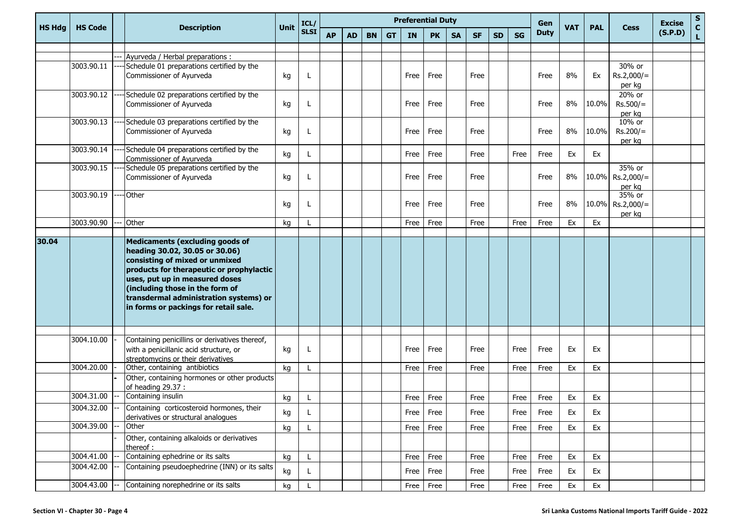| HS Hdg | HS Code | | Description | Unit | ICL/ SLSI | Preferential Duty | | | | | | | | | | Gen Duty | VAT | PAL | Cess | Excise (S.P.D) | S C L |
|---|---|---|---|---|---|---|---|---|---|---|---|---|---|---|---|---|---|---|---|---|---|
| | | | | | | AP | AD | BN | GT | IN | PK | SA | SF | SD | SG | | | | | | |
| | | --- | Ayurveda / Herbal preparations : | | | | | | | | | | | | | | | | | | |
| | 3003.90.11 | ---- | Schedule 01 preparations certified by the Commissioner of Ayurveda | kg | L | | | | | Free | Free | | Free | | | Free | 8% | Ex | 30% or Rs.2,000/= per kg | | |
| | 3003.90.12 | ---- | Schedule 02 preparations certified by the Commissioner of Ayurveda | kg | L | | | | | Free | Free | | Free | | | Free | 8% | 10.0% | 20% or Rs.500/= per kg | | |
| | 3003.90.13 | ---- | Schedule 03 preparations certified by the Commissioner of Ayurveda | kg | L | | | | | Free | Free | | Free | | | Free | 8% | 10.0% | 10% or Rs.200/= per kg | | |
| | 3003.90.14 | ---- | Schedule 04 preparations certified by the Commissioner of Ayurveda | kg | L | | | | | Free | Free | | Free | | Free | Free | Ex | Ex | | | |
| | 3003.90.15 | ---- | Schedule 05 preparations certified by the Commissioner of Ayurveda | kg | L | | | | | Free | Free | | Free | | | Free | 8% | 10.0% | 35% or Rs.2,000/= per kg | | |
| | 3003.90.19 | ---- | Other | kg | L | | | | | Free | Free | | Free | | | Free | 8% | 10.0% | 35% or Rs.2,000/= per kg | | |
| | 3003.90.90 | --- | Other | kg | L | | | | | Free | Free | | Free | | Free | Free | Ex | Ex | | | |
| **30.04** | | | **Medicaments (excluding goods of heading 30.02, 30.05 or 30.06) consisting of mixed or unmixed products for therapeutic or prophylactic uses, put up in measured doses (including those in the form of transdermal administration systems) or in forms or packings for retail sale.** | | | | | | | | | | | | | | | | | | |
| | 3004.10.00 | - | Containing penicillins or derivatives thereof, with a penicillanic acid structure, or streptomycins or their derivatives | kg | L | | | | | Free | Free | | Free | | Free | Free | Ex | Ex | | | |
| | 3004.20.00 | - | Other, containing antibiotics | kg | L | | | | | Free | Free | | Free | | Free | Free | Ex | Ex | | | |
| | | - | Other, containing hormones or other products of heading 29.37 : | | | | | | | | | | | | | | | | | | |
| | 3004.31.00 | -- | Containing insulin | kg | L | | | | | Free | Free | | Free | | Free | Free | Ex | Ex | | | |
| | 3004.32.00 | -- | Containing corticosteroid hormones, their derivatives or structural analogues | kg | L | | | | | Free | Free | | Free | | Free | Free | Ex | Ex | | | |
| | 3004.39.00 | -- | Other | kg | L | | | | | Free | Free | | Free | | Free | Free | Ex | Ex | | | |
| | | - | Other, containing alkaloids or derivatives thereof : | | | | | | | | | | | | | | | | | | |
| | 3004.41.00 | -- | Containing ephedrine or its salts | kg | L | | | | | Free | Free | | Free | | Free | Free | Ex | Ex | | | |
| | 3004.42.00 | -- | Containing pseudoephedrine (INN) or its salts | kg | L | | | | | Free | Free | | Free | | Free | Free | Ex | Ex | | | |
| | 3004.43.00 | -- | Containing norephedrine or its salts | kg | L | | | | | Free | Free | | Free | | Free | Free | Ex | Ex | | | |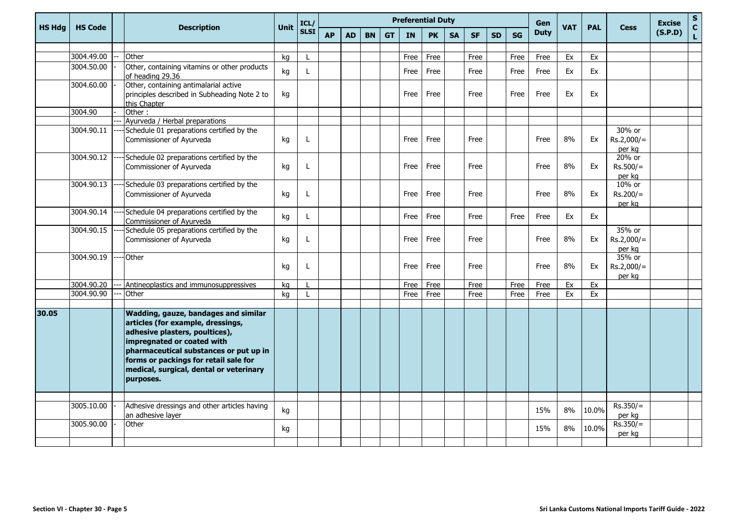| HS Hdg | HS Code | | Description | Unit | ICL/ SLSI | Preferential Duty | | | | | | | | | | Gen Duty | VAT | PAL | Cess | Excise (S.P.D) | S C L |
|---|---|---|---|---|---|---|---|---|---|---|---|---|---|---|---|---|---|---|---|---|---|
| | | | | | | AP | AD | BN | GT | IN | PK | SA | SF | SD | SG | | | | | | |
| | | | | | | | | | | | | | | | | | | | | | |
| | 3004.49.00 | -- | Other | kg | L | | | | | Free | Free | | Free | | Free | Free | Ex | Ex | | | |
| | 3004.50.00 | - | Other, containing vitamins or other products of heading 29.36 | kg | L | | | | | Free | Free | | Free | | Free | Free | Ex | Ex | | | |
| | 3004.60.00 | - | Other, containing antimalarial active principles described in Subheading Note 2 to this Chapter | kg | | | | | | Free | Free | | Free | | Free | Free | Ex | Ex | | | |
| | 3004.90 | - | Other : | | | | | | | | | | | | | | | | | | |
| | | --- | Ayurveda / Herbal preparations | | | | | | | | | | | | | | | | | | |
| | 3004.90.11 | ---- | Schedule 01 preparations certified by the Commissioner of Ayurveda | kg | L | | | | | Free | Free | | Free | | | Free | 8% | Ex | 30% or Rs.2,000/= per kg | | |
| | 3004.90.12 | ---- | Schedule 02 preparations certified by the Commissioner of Ayurveda | kg | L | | | | | Free | Free | | Free | | | Free | 8% | Ex | 20% or Rs.500/= per kg | | |
| | 3004.90.13 | ---- | Schedule 03 preparations certified by the Commissioner of Ayurveda | kg | L | | | | | Free | Free | | Free | | | Free | 8% | Ex | 10% or Rs.200/= per kg | | |
| | 3004.90.14 | ---- | Schedule 04 preparations certified by the Commissioner of Ayurveda | kg | L | | | | | Free | Free | | Free | | Free | Free | Ex | Ex | | | |
| | 3004.90.15 | ---- | Schedule 05 preparations certified by the Commissioner of Ayurveda | kg | L | | | | | Free | Free | | Free | | | Free | 8% | Ex | 35% or Rs.2,000/= per kg | | |
| | 3004.90.19 | ---- | Other | kg | L | | | | | Free | Free | | Free | | | Free | 8% | Ex | 35% or Rs.2,000/= per kg | | |
| | 3004.90.20 | --- | Antineoplastics and immunosuppressives | kg | L | | | | | Free | Free | | Free | | Free | Free | Ex | Ex | | | |
| | 3004.90.90 | --- | Other | kg | L | | | | | Free | Free | | Free | | Free | Free | Ex | Ex | | | |
| | | | | | | | | | | | | | | | | | | | | | |
| **30.05** | | | **Wadding, gauze, bandages and similar articles (for example, dressings, adhesive plasters, poultices), impregnated or coated with pharmaceutical substances or put up in forms or packings for retail sale for medical, surgical, dental or veterinary purposes.** | | | | | | | | | | | | | | | | | | |
| | | | | | | | | | | | | | | | | | | | | | |
| | 3005.10.00 | - | Adhesive dressings and other articles having an adhesive layer | kg | | | | | | | | | | | | 15% | 8% | 10.0% | Rs.350/= per kg | | |
| | 3005.90.00 | - | Other | kg | | | | | | | | | | | | 15% | 8% | 10.0% | Rs.350/= per kg | | |
| | | | | | | | | | | | | | | | | | | | | | |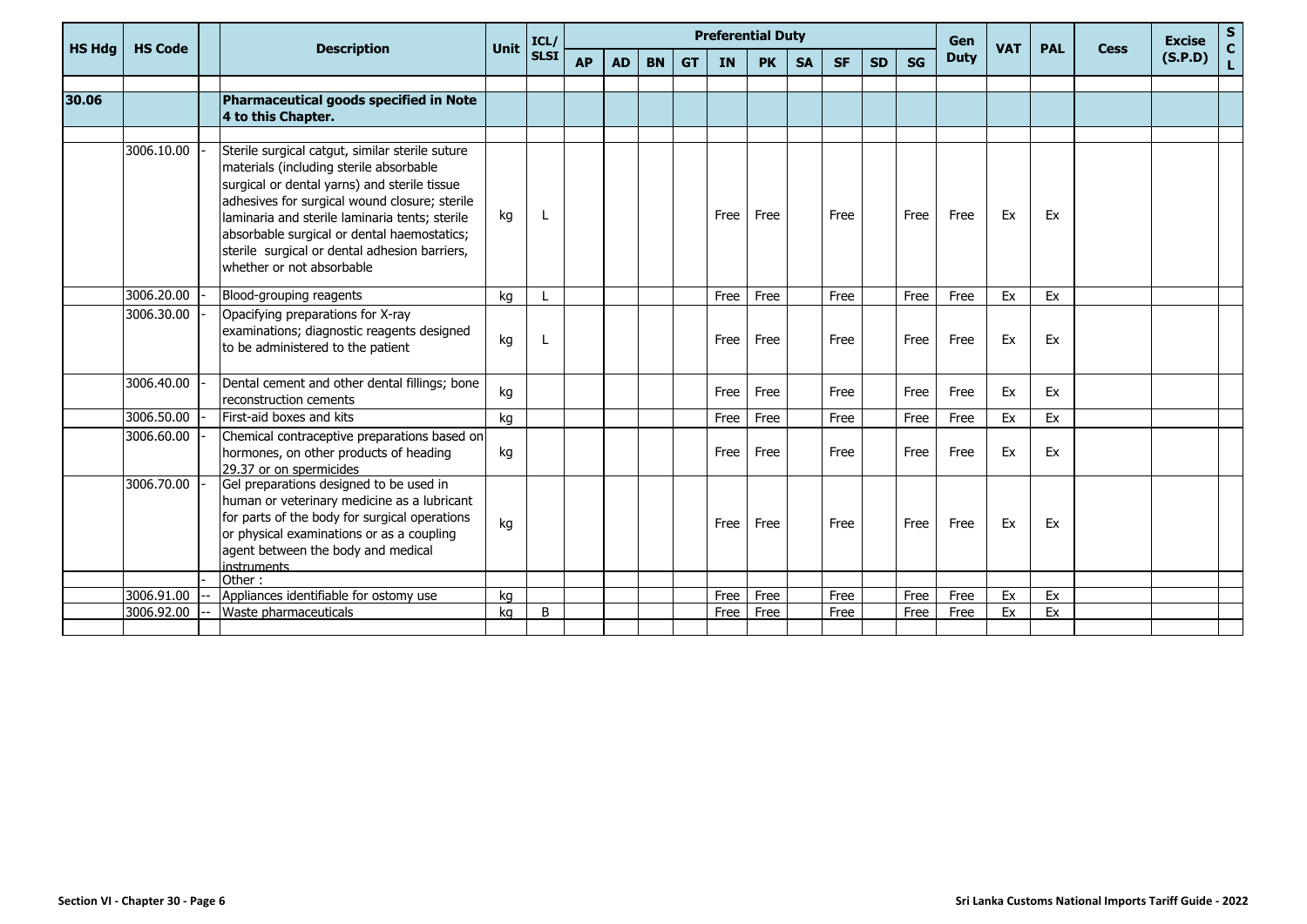| HS Hdg | HS Code | | Description | Unit | ICL/ SLSI | Preferential Duty | | | | | | | | | | Gen Duty | VAT | PAL | Cess | Excise (S.P.D) | S C L |
|---|---|---|---|---|---|---|---|---|---|---|---|---|---|---|---|---|---|---|---|---|---|
| | | | | | | AP | AD | BN | GT | IN | PK | SA | SF | SD | SG | | | | | | |
| **30.06** | | | **Pharmaceutical goods specified in Note 4 to this Chapter.** | | | | | | | | | | | | | | | | | | |
| | 3006.10.00 | - | Sterile surgical catgut, similar sterile suture materials (including sterile absorbable surgical or dental yarns) and sterile tissue adhesives for surgical wound closure; sterile laminaria and sterile laminaria tents; sterile absorbable surgical or dental haemostatics; sterile surgical or dental adhesion barriers, whether or not absorbable | kg | L | | | | | Free | Free | | Free | | Free | Free | Ex | Ex | | | |
| | 3006.20.00 | - | Blood-grouping reagents | kg | L | | | | | Free | Free | | Free | | Free | Free | Ex | Ex | | | |
| | 3006.30.00 | - | Opacifying preparations for X-ray examinations; diagnostic reagents designed to be administered to the patient | kg | L | | | | | Free | Free | | Free | | Free | Free | Ex | Ex | | | |
| | 3006.40.00 | - | Dental cement and other dental fillings; bone reconstruction cements | kg | | | | | | Free | Free | | Free | | Free | Free | Ex | Ex | | | |
| | 3006.50.00 | - | First-aid boxes and kits | kg | | | | | | Free | Free | | Free | | Free | Free | Ex | Ex | | | |
| | 3006.60.00 | - | Chemical contraceptive preparations based on hormones, on other products of heading 29.37 or on spermicides | kg | | | | | | Free | Free | | Free | | Free | Free | Ex | Ex | | | |
| | 3006.70.00 | - | Gel preparations designed to be used in human or veterinary medicine as a lubricant for parts of the body for surgical operations or physical examinations or as a coupling agent between the body and medical instruments | kg | | | | | | Free | Free | | Free | | Free | Free | Ex | Ex | | | |
| | | - | Other : | | | | | | | | | | | | | | | | | | |
| | 3006.91.00 | -- | Appliances identifiable for ostomy use | kg | | | | | | Free | Free | | Free | | Free | Free | Ex | Ex | | | |
| | 3006.92.00 | -- | Waste pharmaceuticals | kg | B | | | | | Free | Free | | Free | | Free | Free | Ex | Ex | | | |